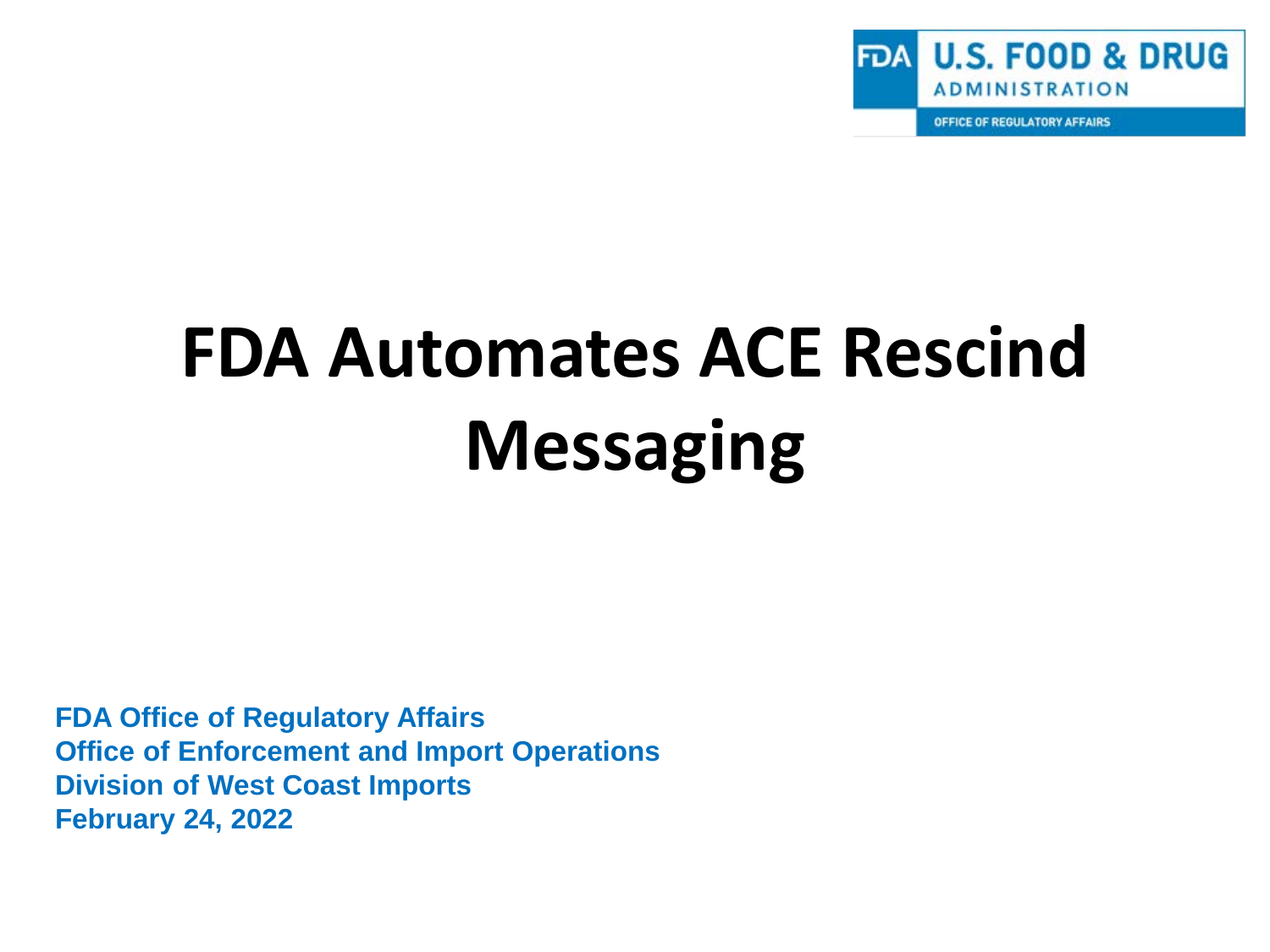# FDA Automates ACE Rescind Messaging

**FDA Office of Regulatory Affairs**
**Office of Enforcement and Import Operations**
**Division of West Coast Imports**
**February 24, 2022**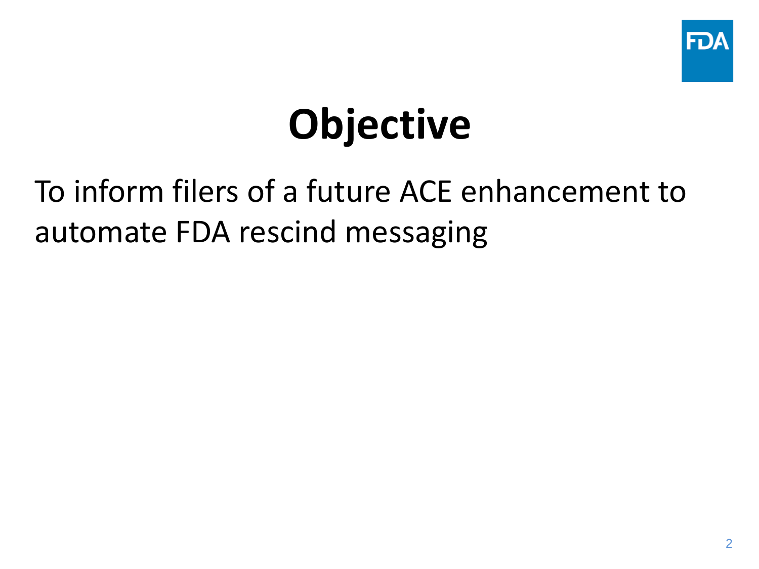# Objective

To inform filers of a future ACE enhancement to automate FDA rescind messaging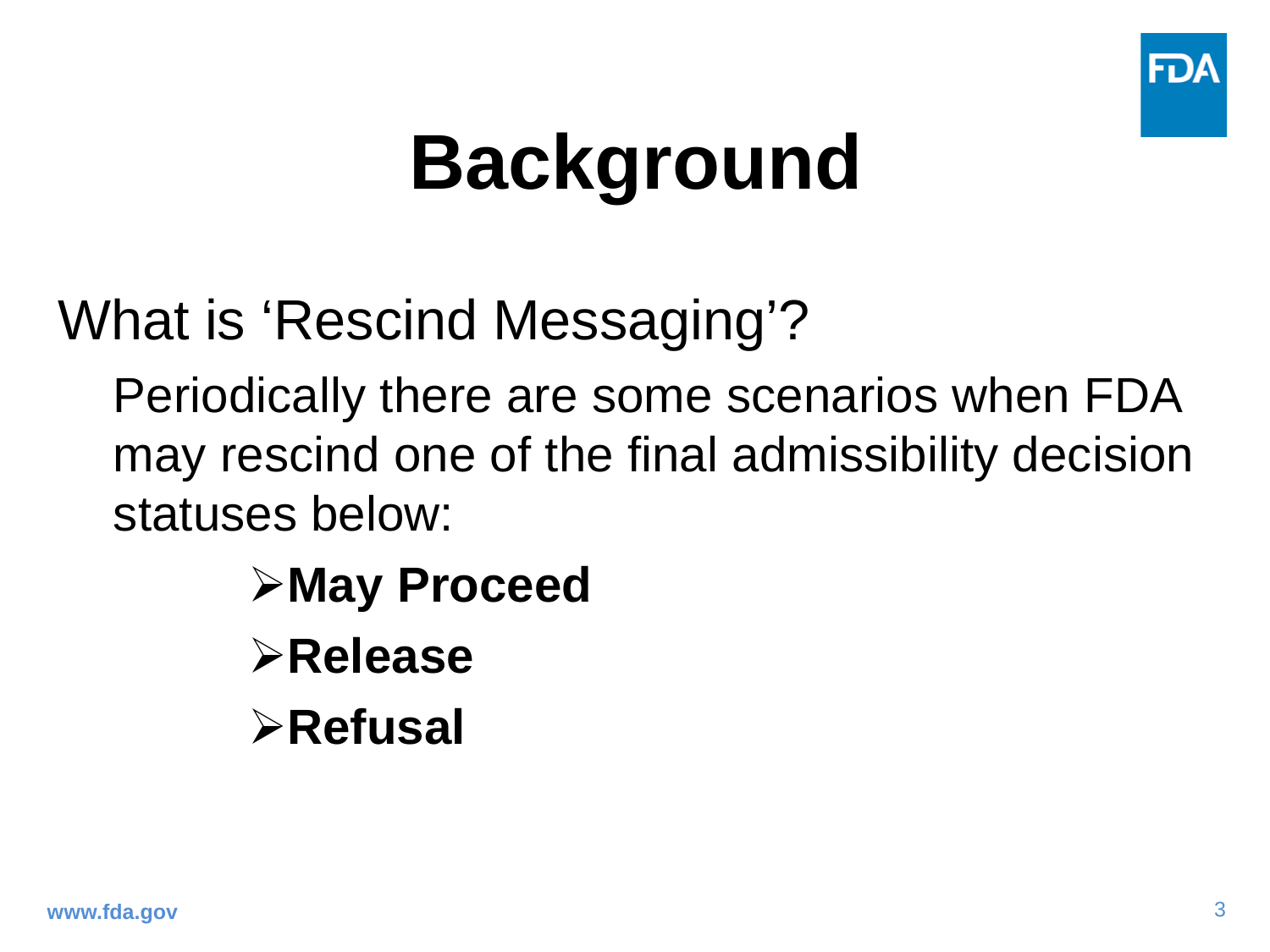# Background

What is ‘Rescind Messaging’?

Periodically there are some scenarios when FDA may rescind one of the final admissibility decision statuses below:

- **May Proceed**
- **Release**
- **Refusal**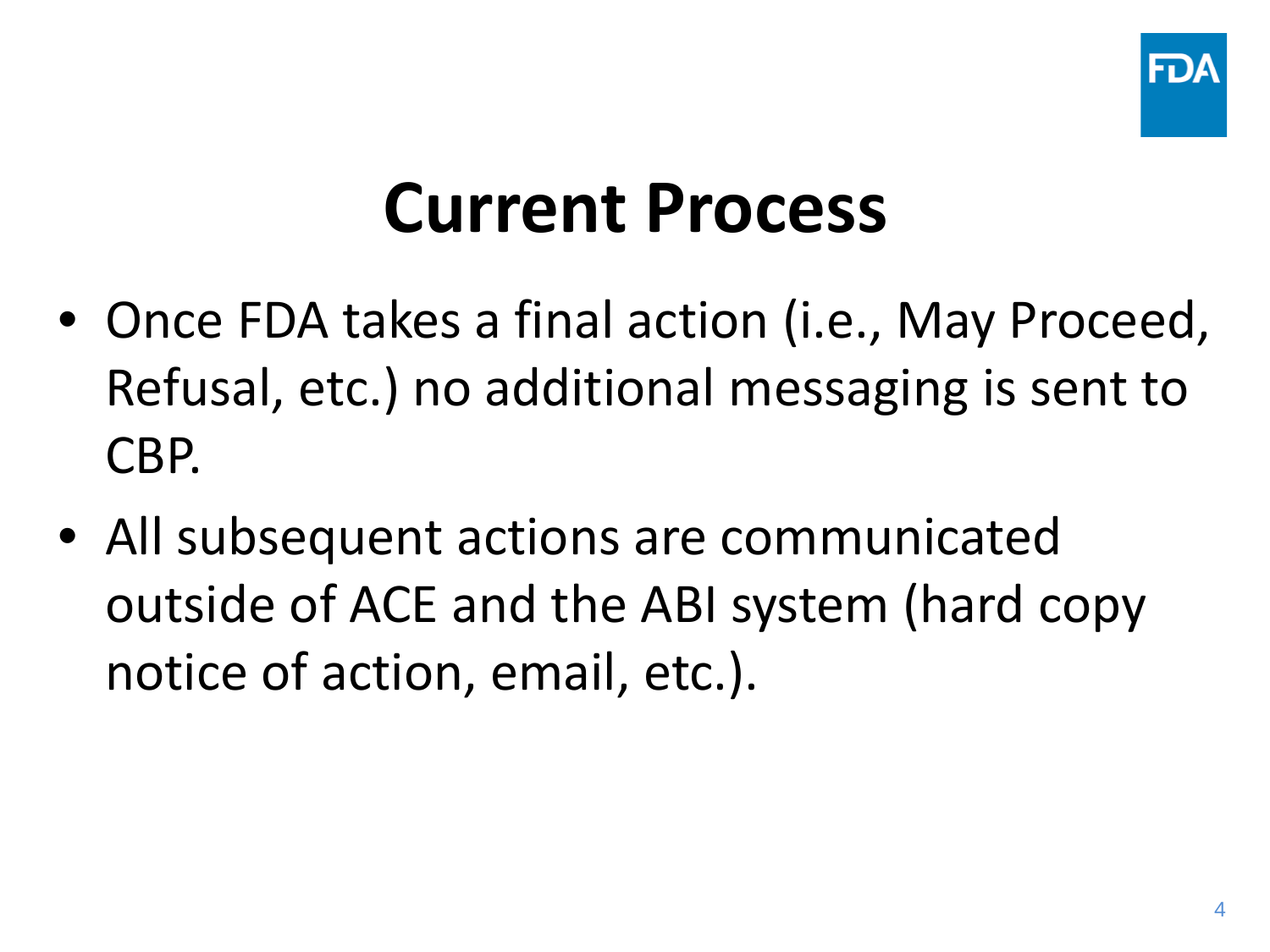# Current Process

- Once FDA takes a final action (i.e., May Proceed, Refusal, etc.) no additional messaging is sent to CBP.
- All subsequent actions are communicated outside of ACE and the ABI system (hard copy notice of action, email, etc.).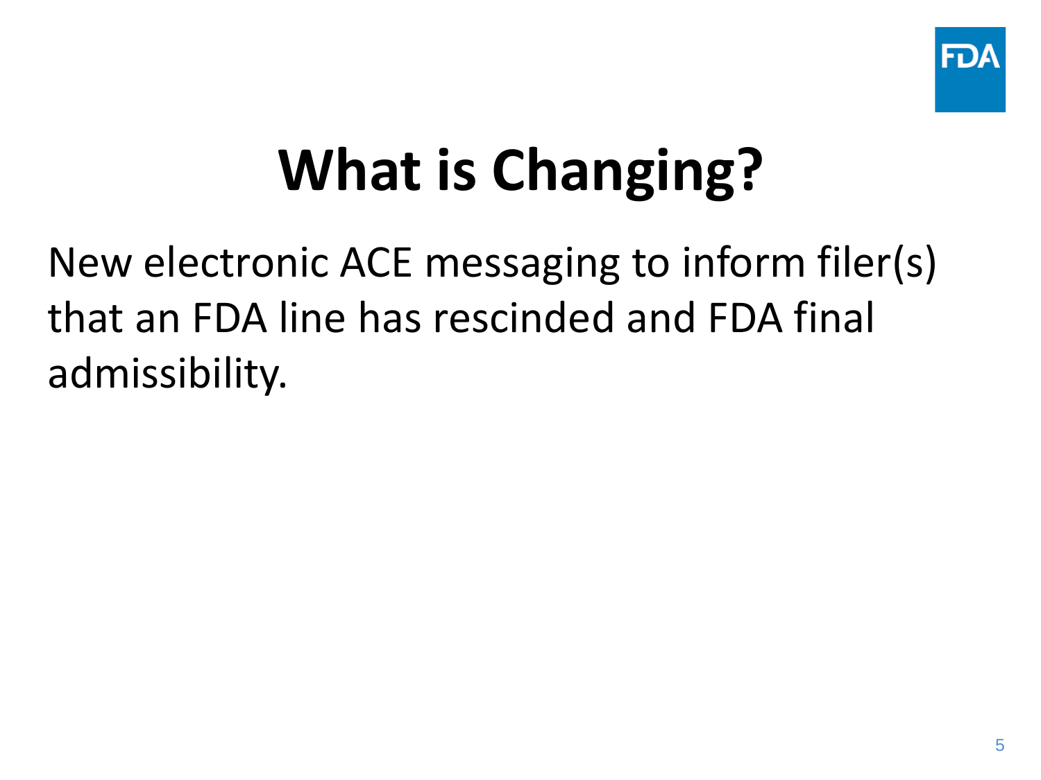# What is Changing?

New electronic ACE messaging to inform filer(s) that an FDA line has rescinded and FDA final admissibility.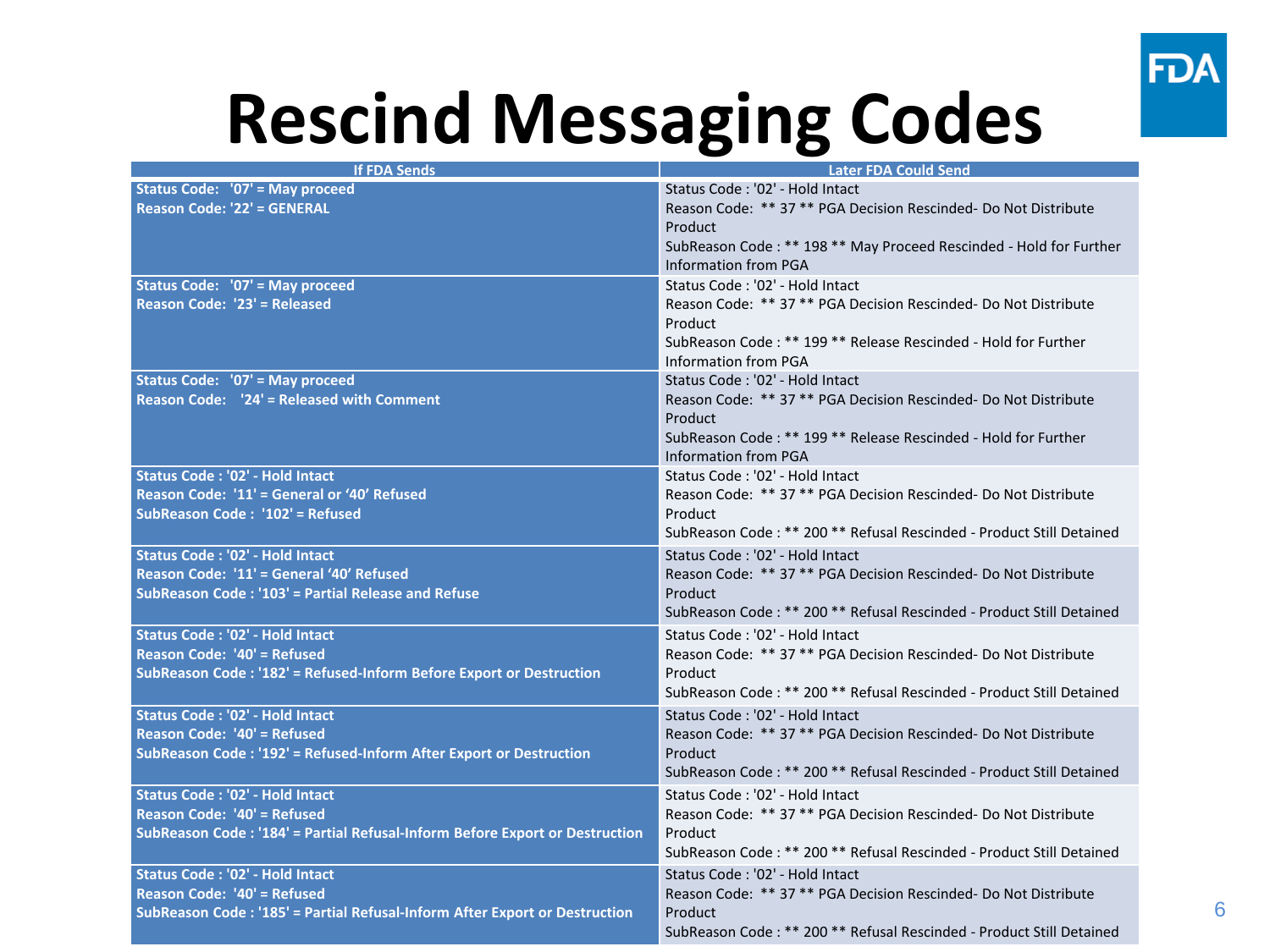# Rescind Messaging Codes

| If FDA Sends | Later FDA Could Send |
| --- | --- |
| **Status Code: '07' = May proceed**<br>**Reason Code: '22' = GENERAL** | Status Code : '02' - Hold Intact<br>Reason Code: ** 37 ** PGA Decision Rescinded- Do Not Distribute Product<br>SubReason Code : ** 198 ** May Proceed Rescinded - Hold for Further Information from PGA |
| **Status Code: '07' = May proceed**<br>**Reason Code: '23' = Released** | Status Code : '02' - Hold Intact<br>Reason Code: ** 37 ** PGA Decision Rescinded- Do Not Distribute Product<br>SubReason Code : ** 199 ** Release Rescinded - Hold for Further Information from PGA |
| **Status Code: '07' = May proceed**<br>**Reason Code: '24' = Released with Comment** | Status Code : '02' - Hold Intact<br>Reason Code: ** 37 ** PGA Decision Rescinded- Do Not Distribute Product<br>SubReason Code : ** 199 ** Release Rescinded - Hold for Further Information from PGA |
| **Status Code : '02' - Hold Intact**<br>**Reason Code: '11' = General or '40' Refused**<br>**SubReason Code : '102' = Refused** | Status Code : '02' - Hold Intact<br>Reason Code: ** 37 ** PGA Decision Rescinded- Do Not Distribute Product<br>SubReason Code : ** 200 ** Refusal Rescinded - Product Still Detained |
| **Status Code : '02' - Hold Intact**<br>**Reason Code: '11' = General '40' Refused**<br>**SubReason Code : '103' = Partial Release and Refuse** | Status Code : '02' - Hold Intact<br>Reason Code: ** 37 ** PGA Decision Rescinded- Do Not Distribute Product<br>SubReason Code : ** 200 ** Refusal Rescinded - Product Still Detained |
| **Status Code : '02' - Hold Intact**<br>**Reason Code: '40' = Refused**<br>**SubReason Code : '182' = Refused-Inform Before Export or Destruction** | Status Code : '02' - Hold Intact<br>Reason Code: ** 37 ** PGA Decision Rescinded- Do Not Distribute Product<br>SubReason Code : ** 200 ** Refusal Rescinded - Product Still Detained |
| **Status Code : '02' - Hold Intact**<br>**Reason Code: '40' = Refused**<br>**SubReason Code : '192' = Refused-Inform After Export or Destruction** | Status Code : '02' - Hold Intact<br>Reason Code: ** 37 ** PGA Decision Rescinded- Do Not Distribute Product<br>SubReason Code : ** 200 ** Refusal Rescinded - Product Still Detained |
| **Status Code : '02' - Hold Intact**<br>**Reason Code: '40' = Refused**<br>**SubReason Code : '184' = Partial Refusal-Inform Before Export or Destruction** | Status Code : '02' - Hold Intact<br>Reason Code: ** 37 ** PGA Decision Rescinded- Do Not Distribute Product<br>SubReason Code : ** 200 ** Refusal Rescinded - Product Still Detained |
| **Status Code : '02' - Hold Intact**<br>**Reason Code: '40' = Refused**<br>**SubReason Code : '185' = Partial Refusal-Inform After Export or Destruction** | Status Code : '02' - Hold Intact<br>Reason Code: ** 37 ** PGA Decision Rescinded- Do Not Distribute Product<br>SubReason Code : ** 200 ** Refusal Rescinded - Product Still Detained |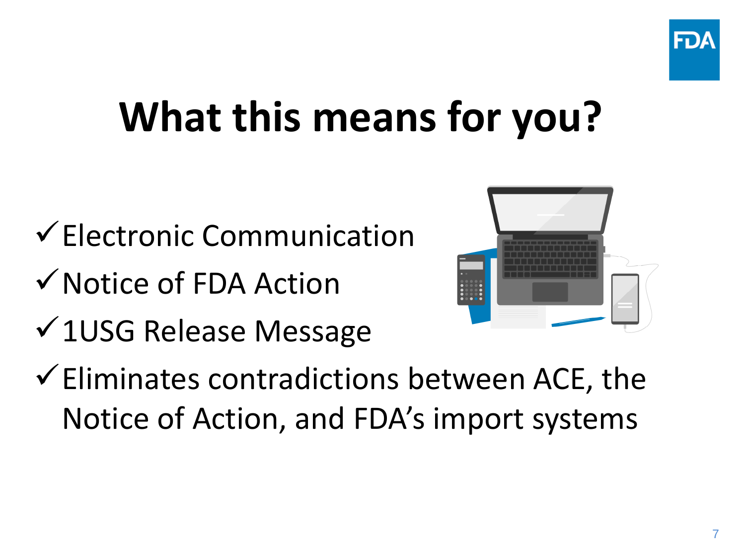# What this means for you?

- ✓ Electronic Communication
- ✓ Notice of FDA Action
- ✓ 1USG Release Message
- ✓ Eliminates contradictions between ACE, the Notice of Action, and FDA's import systems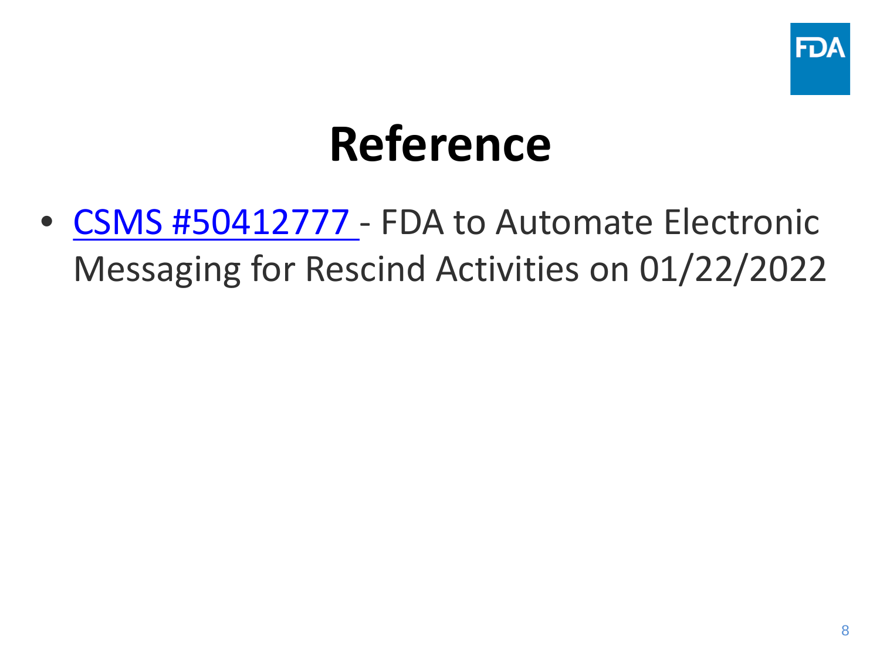# Reference

- CSMS #50412777 - FDA to Automate Electronic Messaging for Rescind Activities on 01/22/2022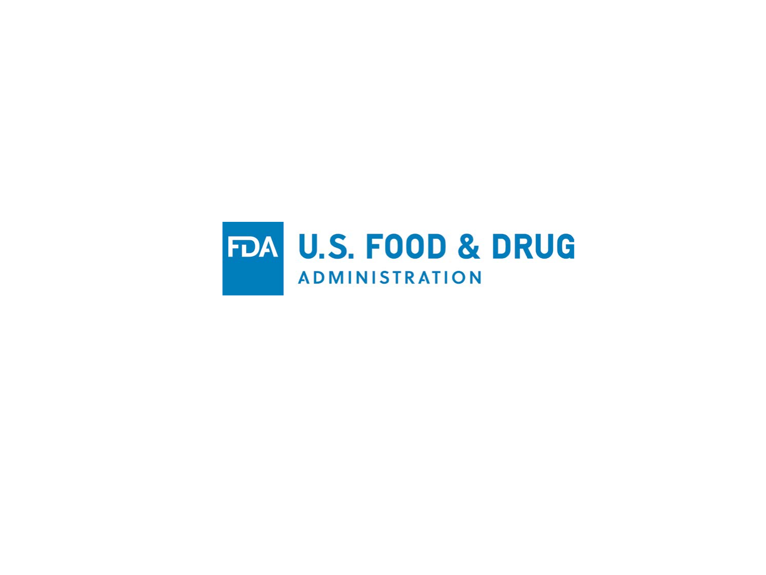FDA U.S. FOOD & DRUG ADMINISTRATION